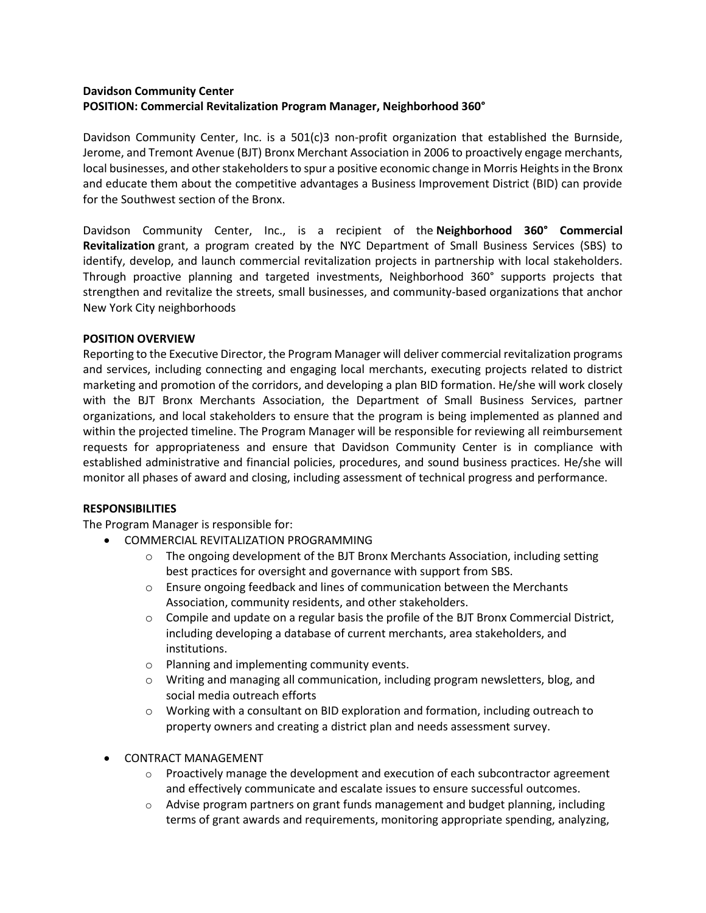**Davidson Community Center**
**POSITION: Commercial Revitalization Program Manager, Neighborhood 360°**

Davidson Community Center, Inc. is a 501(c)3 non-profit organization that established the Burnside, Jerome, and Tremont Avenue (BJT) Bronx Merchant Association in 2006 to proactively engage merchants, local businesses, and other stakeholders to spur a positive economic change in Morris Heights in the Bronx and educate them about the competitive advantages a Business Improvement District (BID) can provide for the Southwest section of the Bronx.

Davidson Community Center, Inc., is a recipient of the **Neighborhood 360° Commercial Revitalization** grant, a program created by the NYC Department of Small Business Services (SBS) to identify, develop, and launch commercial revitalization projects in partnership with local stakeholders. Through proactive planning and targeted investments, Neighborhood 360° supports projects that strengthen and revitalize the streets, small businesses, and community-based organizations that anchor New York City neighborhoods

**POSITION OVERVIEW**

Reporting to the Executive Director, the Program Manager will deliver commercial revitalization programs and services, including connecting and engaging local merchants, executing projects related to district marketing and promotion of the corridors, and developing a plan BID formation. He/she will work closely with the BJT Bronx Merchants Association, the Department of Small Business Services, partner organizations, and local stakeholders to ensure that the program is being implemented as planned and within the projected timeline. The Program Manager will be responsible for reviewing all reimbursement requests for appropriateness and ensure that Davidson Community Center is in compliance with established administrative and financial policies, procedures, and sound business practices. He/she will monitor all phases of award and closing, including assessment of technical progress and performance.

**RESPONSIBILITIES**

The Program Manager is responsible for:

- COMMERCIAL REVITALIZATION PROGRAMMING
  - The ongoing development of the BJT Bronx Merchants Association, including setting best practices for oversight and governance with support from SBS.
  - Ensure ongoing feedback and lines of communication between the Merchants Association, community residents, and other stakeholders.
  - Compile and update on a regular basis the profile of the BJT Bronx Commercial District, including developing a database of current merchants, area stakeholders, and institutions.
  - Planning and implementing community events.
  - Writing and managing all communication, including program newsletters, blog, and social media outreach efforts
  - Working with a consultant on BID exploration and formation, including outreach to property owners and creating a district plan and needs assessment survey.

- CONTRACT MANAGEMENT
  - Proactively manage the development and execution of each subcontractor agreement and effectively communicate and escalate issues to ensure successful outcomes.
  - Advise program partners on grant funds management and budget planning, including terms of grant awards and requirements, monitoring appropriate spending, analyzing,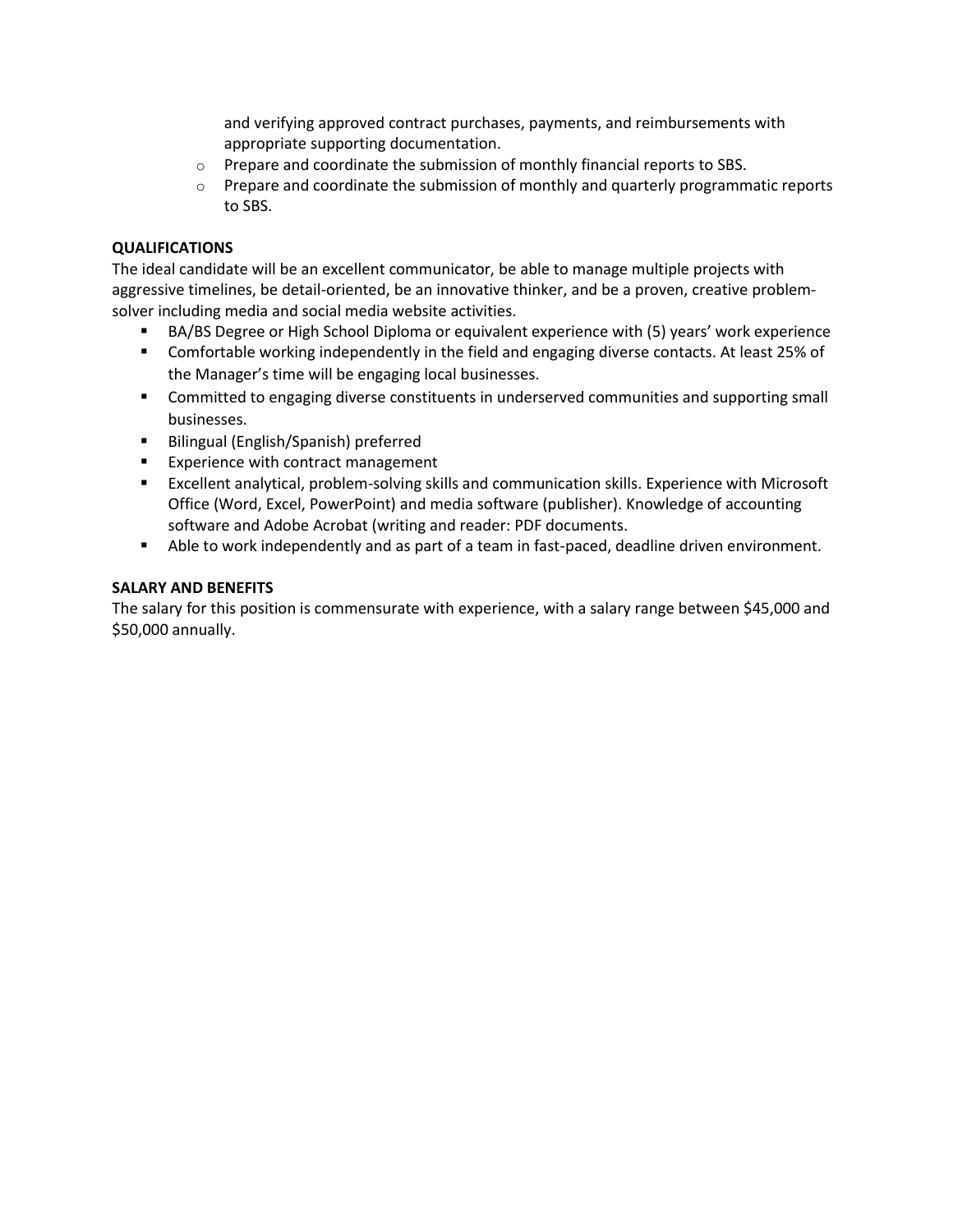and verifying approved contract purchases, payments, and reimbursements with appropriate supporting documentation.
    - Prepare and coordinate the submission of monthly financial reports to SBS.
    - Prepare and coordinate the submission of monthly and quarterly programmatic reports to SBS.

**QUALIFICATIONS**

The ideal candidate will be an excellent communicator, be able to manage multiple projects with aggressive timelines, be detail-oriented, be an innovative thinker, and be a proven, creative problem-solver including media and social media website activities.

- BA/BS Degree or High School Diploma or equivalent experience with (5) years' work experience
- Comfortable working independently in the field and engaging diverse contacts. At least 25% of the Manager's time will be engaging local businesses.
- Committed to engaging diverse constituents in underserved communities and supporting small businesses.
- Bilingual (English/Spanish) preferred
- Experience with contract management
- Excellent analytical, problem-solving skills and communication skills. Experience with Microsoft Office (Word, Excel, PowerPoint) and media software (publisher). Knowledge of accounting software and Adobe Acrobat (writing and reader: PDF documents.
- Able to work independently and as part of a team in fast-paced, deadline driven environment.

**SALARY AND BENEFITS**

The salary for this position is commensurate with experience, with a salary range between $45,000 and $50,000 annually.